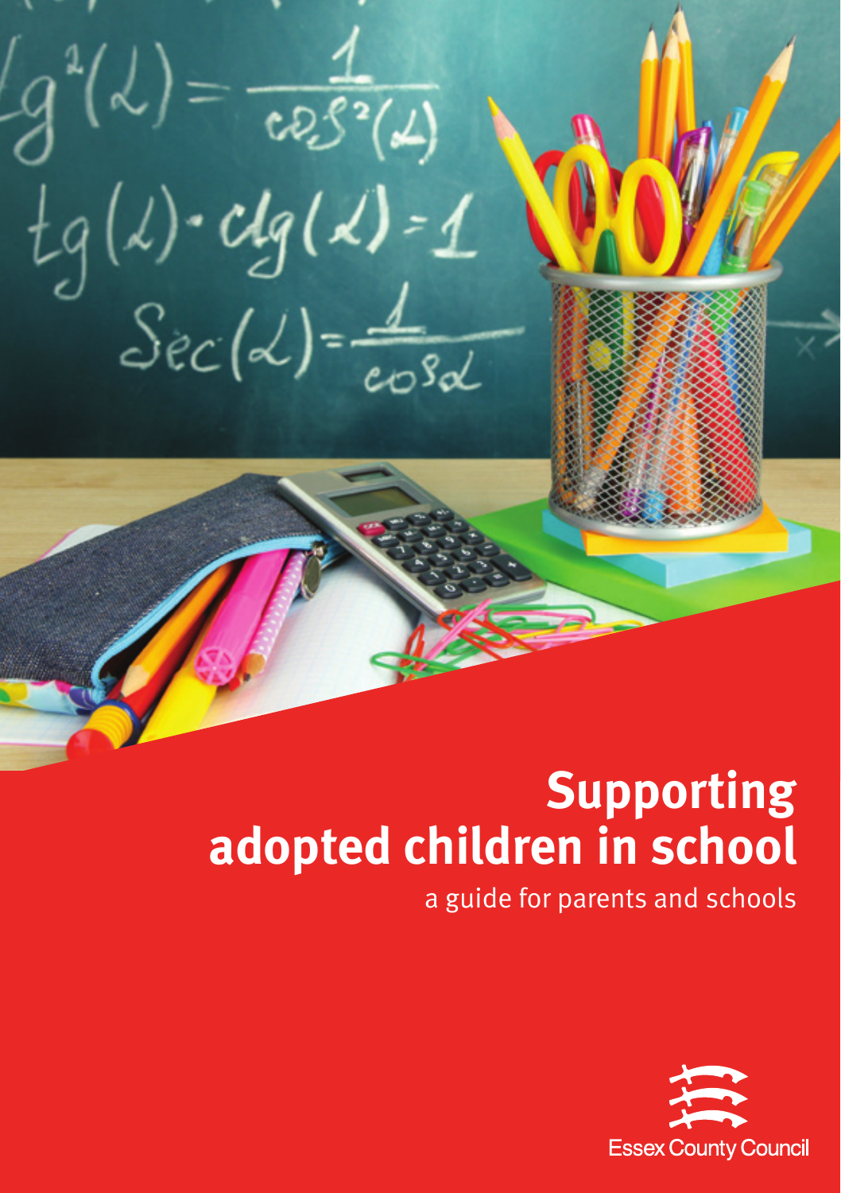# Supporting adopted children in school

a guide for parents and schools

Essex County Council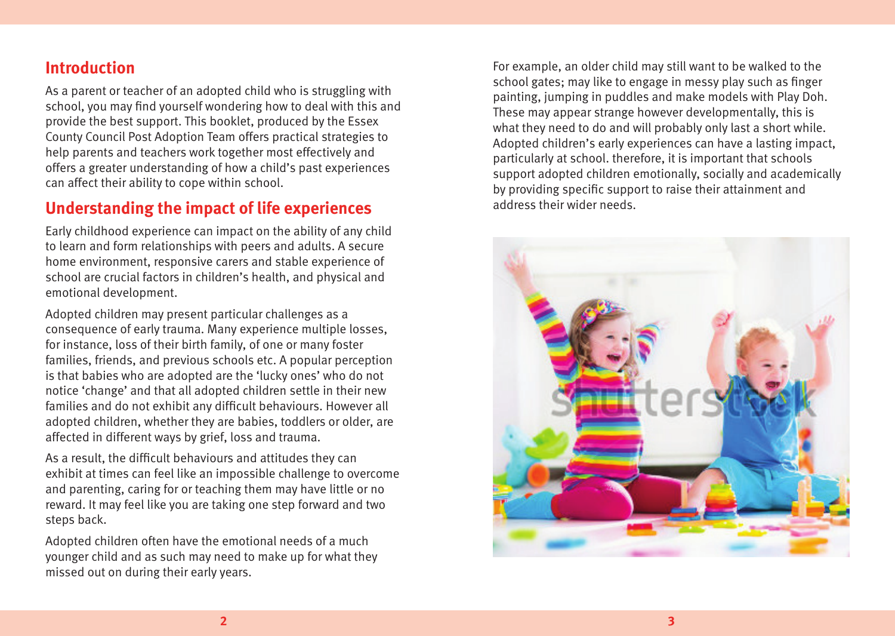## Introduction

As a parent or teacher of an adopted child who is struggling with school, you may find yourself wondering how to deal with this and provide the best support. This booklet, produced by the Essex County Council Post Adoption Team offers practical strategies to help parents and teachers work together most effectively and offers a greater understanding of how a child's past experiences can affect their ability to cope within school.

## Understanding the impact of life experiences

Early childhood experience can impact on the ability of any child to learn and form relationships with peers and adults. A secure home environment, responsive carers and stable experience of school are crucial factors in children's health, and physical and emotional development.

Adopted children may present particular challenges as a consequence of early trauma. Many experience multiple losses, for instance, loss of their birth family, of one or many foster families, friends, and previous schools etc. A popular perception is that babies who are adopted are the 'lucky ones' who do not notice 'change' and that all adopted children settle in their new families and do not exhibit any difficult behaviours. However all adopted children, whether they are babies, toddlers or older, are affected in different ways by grief, loss and trauma.

As a result, the difficult behaviours and attitudes they can exhibit at times can feel like an impossible challenge to overcome and parenting, caring for or teaching them may have little or no reward. It may feel like you are taking one step forward and two steps back.

Adopted children often have the emotional needs of a much younger child and as such may need to make up for what they missed out on during their early years.

For example, an older child may still want to be walked to the school gates; may like to engage in messy play such as finger painting, jumping in puddles and make models with Play Doh. These may appear strange however developmentally, this is what they need to do and will probably only last a short while. Adopted children's early experiences can have a lasting impact, particularly at school. therefore, it is important that schools support adopted children emotionally, socially and academically by providing specific support to raise their attainment and address their wider needs.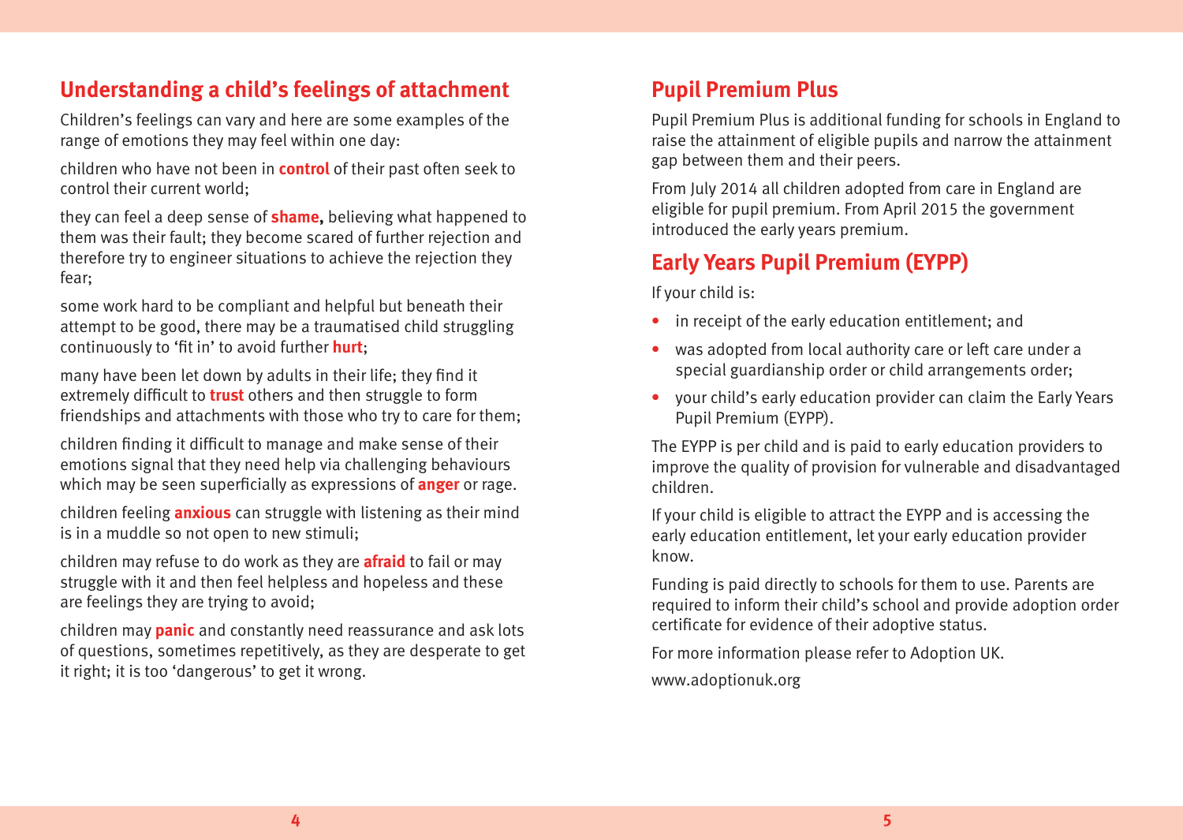## Understanding a child's feelings of attachment

Children's feelings can vary and here are some examples of the range of emotions they may feel within one day:

children who have not been in **control** of their past often seek to control their current world;

they can feel a deep sense of **shame,** believing what happened to them was their fault; they become scared of further rejection and therefore try to engineer situations to achieve the rejection they fear;

some work hard to be compliant and helpful but beneath their attempt to be good, there may be a traumatised child struggling continuously to 'fit in' to avoid further **hurt**;

many have been let down by adults in their life; they find it extremely difficult to **trust** others and then struggle to form friendships and attachments with those who try to care for them;

children finding it difficult to manage and make sense of their emotions signal that they need help via challenging behaviours which may be seen superficially as expressions of **anger** or rage.

children feeling **anxious** can struggle with listening as their mind is in a muddle so not open to new stimuli;

children may refuse to do work as they are **afraid** to fail or may struggle with it and then feel helpless and hopeless and these are feelings they are trying to avoid;

children may **panic** and constantly need reassurance and ask lots of questions, sometimes repetitively, as they are desperate to get it right; it is too 'dangerous' to get it wrong.

## Pupil Premium Plus

Pupil Premium Plus is additional funding for schools in England to raise the attainment of eligible pupils and narrow the attainment gap between them and their peers.

From July 2014 all children adopted from care in England are eligible for pupil premium. From April 2015 the government introduced the early years premium.

## Early Years Pupil Premium (EYPP)

If your child is:

- in receipt of the early education entitlement; and
- was adopted from local authority care or left care under a special guardianship order or child arrangements order;
- your child's early education provider can claim the Early Years Pupil Premium (EYPP).

The EYPP is per child and is paid to early education providers to improve the quality of provision for vulnerable and disadvantaged children.

If your child is eligible to attract the EYPP and is accessing the early education entitlement, let your early education provider know.

Funding is paid directly to schools for them to use. Parents are required to inform their child's school and provide adoption order certificate for evidence of their adoptive status.

For more information please refer to Adoption UK.

www.adoptionuk.org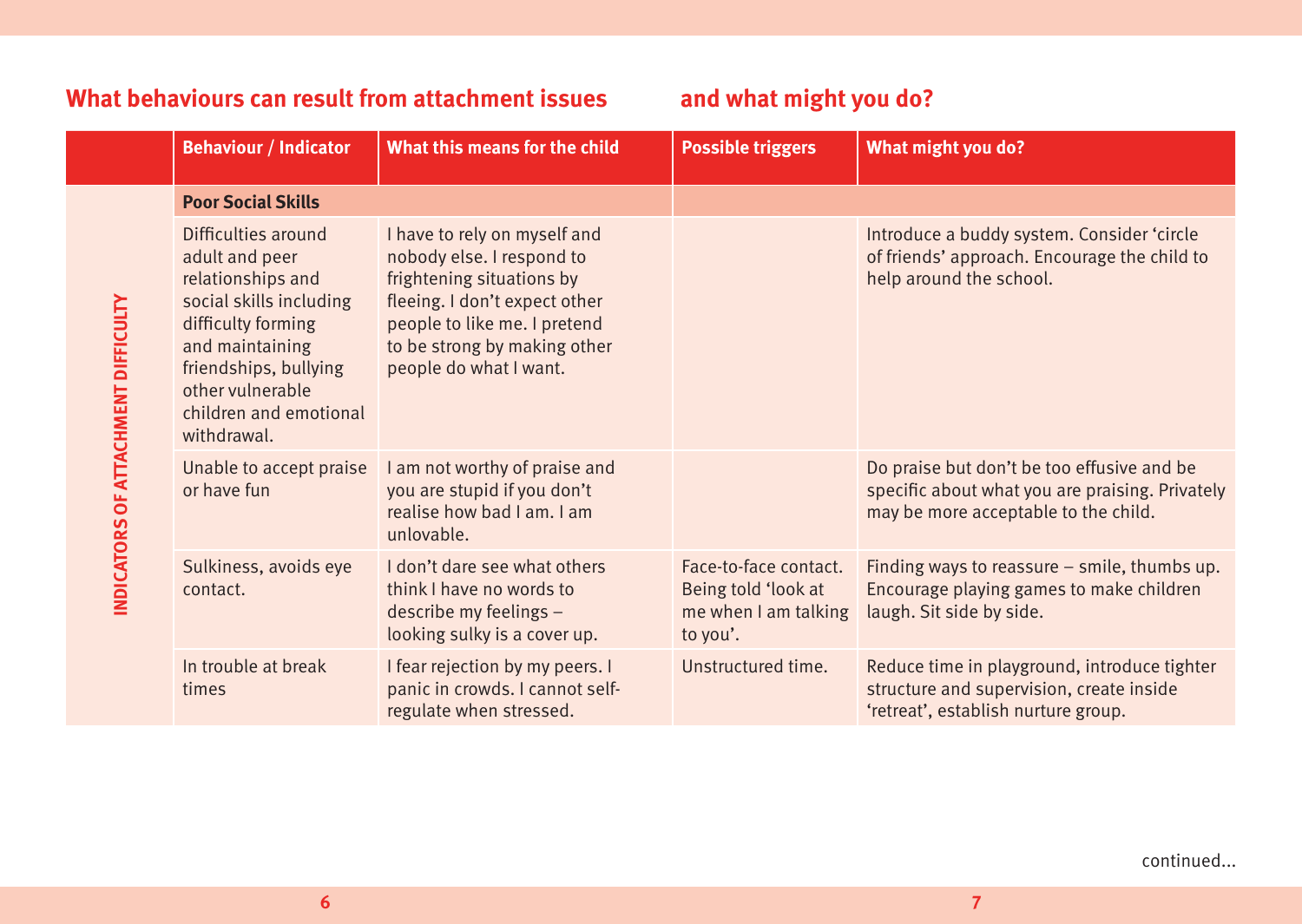## What behaviours can result from attachment issues and what might you do?

| | Behaviour / Indicator | What this means for the child | Possible triggers | What might you do? |
|---|---|---|---|---|
| INDICATORS OF ATTACHMENT DIFFICULTY | **Poor Social Skills** | | | |
| | Difficulties around adult and peer relationships and social skills including difficulty forming and maintaining friendships, bullying other vulnerable children and emotional withdrawal. | I have to rely on myself and nobody else. I respond to frightening situations by fleeing. I don't expect other people to like me. I pretend to be strong by making other people do what I want. | | Introduce a buddy system. Consider 'circle of friends' approach. Encourage the child to help around the school. |
| | Unable to accept praise or have fun | I am not worthy of praise and you are stupid if you don't realise how bad I am. I am unlovable. | | Do praise but don't be too effusive and be specific about what you are praising. Privately may be more acceptable to the child. |
| | Sulkiness, avoids eye contact. | I don't dare see what others think I have no words to describe my feelings – looking sulky is a cover up. | Face-to-face contact. Being told 'look at me when I am talking to you'. | Finding ways to reassure – smile, thumbs up. Encourage playing games to make children laugh. Sit side by side. |
| | In trouble at break times | I fear rejection by my peers. I panic in crowds. I cannot self-regulate when stressed. | Unstructured time. | Reduce time in playground, introduce tighter structure and supervision, create inside 'retreat', establish nurture group. |

continued...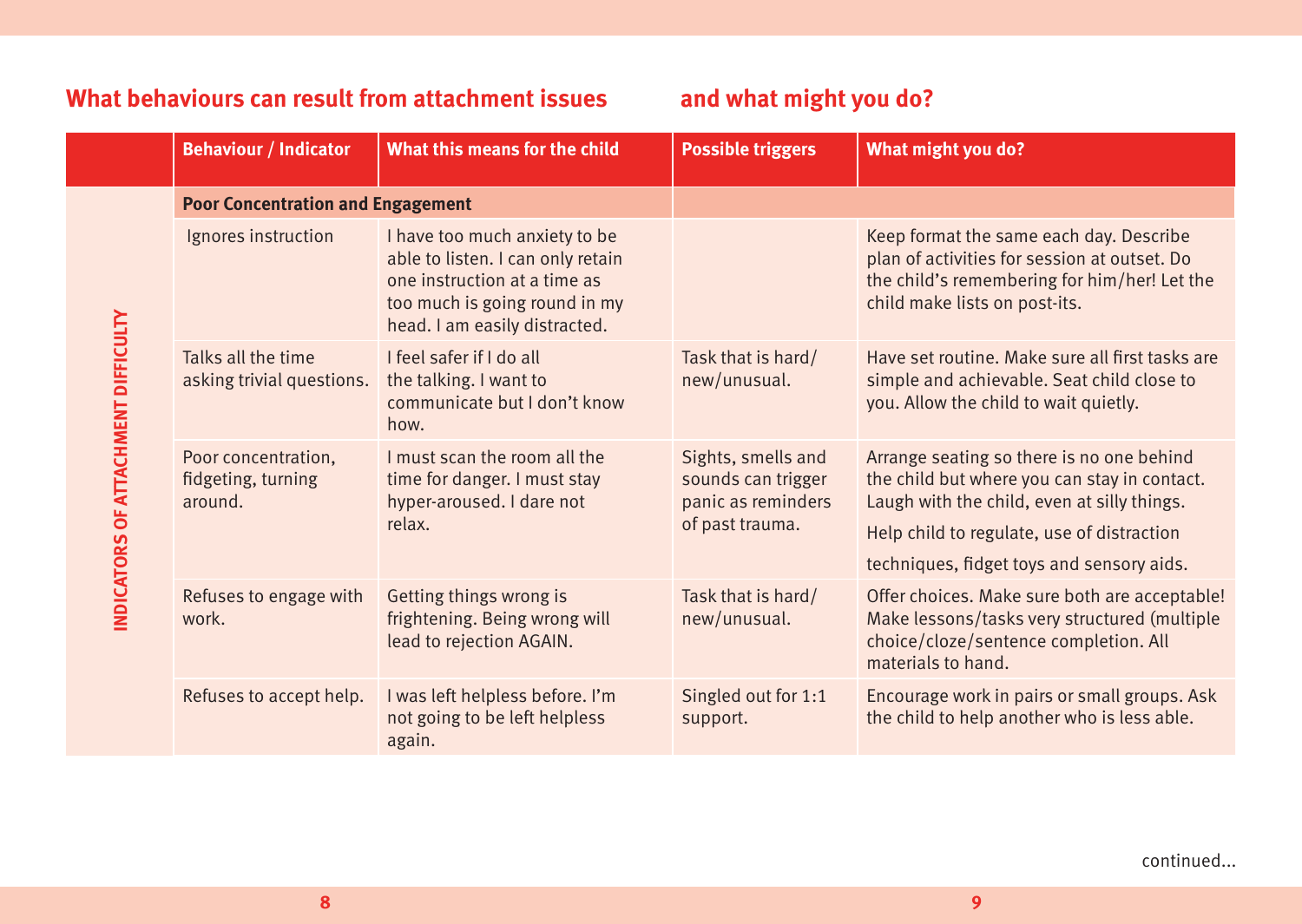## What behaviours can result from attachment issues and what might you do?

| | Behaviour / Indicator | What this means for the child | Possible triggers | What might you do? |
|---|---|---|---|---|
| INDICATORS OF ATTACHMENT DIFFICULTY | **Poor Concentration and Engagement** | | | |
| | Ignores instruction | I have too much anxiety to be able to listen. I can only retain one instruction at a time as too much is going round in my head. I am easily distracted. | | Keep format the same each day. Describe plan of activities for session at outset. Do the child's remembering for him/her! Let the child make lists on post-its. |
| | Talks all the time asking trivial questions. | I feel safer if I do all the talking. I want to communicate but I don't know how. | Task that is hard/ new/unusual. | Have set routine. Make sure all first tasks are simple and achievable. Seat child close to you. Allow the child to wait quietly. |
| | Poor concentration, fidgeting, turning around. | I must scan the room all the time for danger. I must stay hyper-aroused. I dare not relax. | Sights, smells and sounds can trigger panic as reminders of past trauma. | Arrange seating so there is no one behind the child but where you can stay in contact. Laugh with the child, even at silly things. Help child to regulate, use of distraction techniques, fidget toys and sensory aids. |
| | Refuses to engage with work. | Getting things wrong is frightening. Being wrong will lead to rejection AGAIN. | Task that is hard/ new/unusual. | Offer choices. Make sure both are acceptable! Make lessons/tasks very structured (multiple choice/cloze/sentence completion. All materials to hand. |
| | Refuses to accept help. | I was left helpless before. I'm not going to be left helpless again. | Singled out for 1:1 support. | Encourage work in pairs or small groups. Ask the child to help another who is less able. |

continued...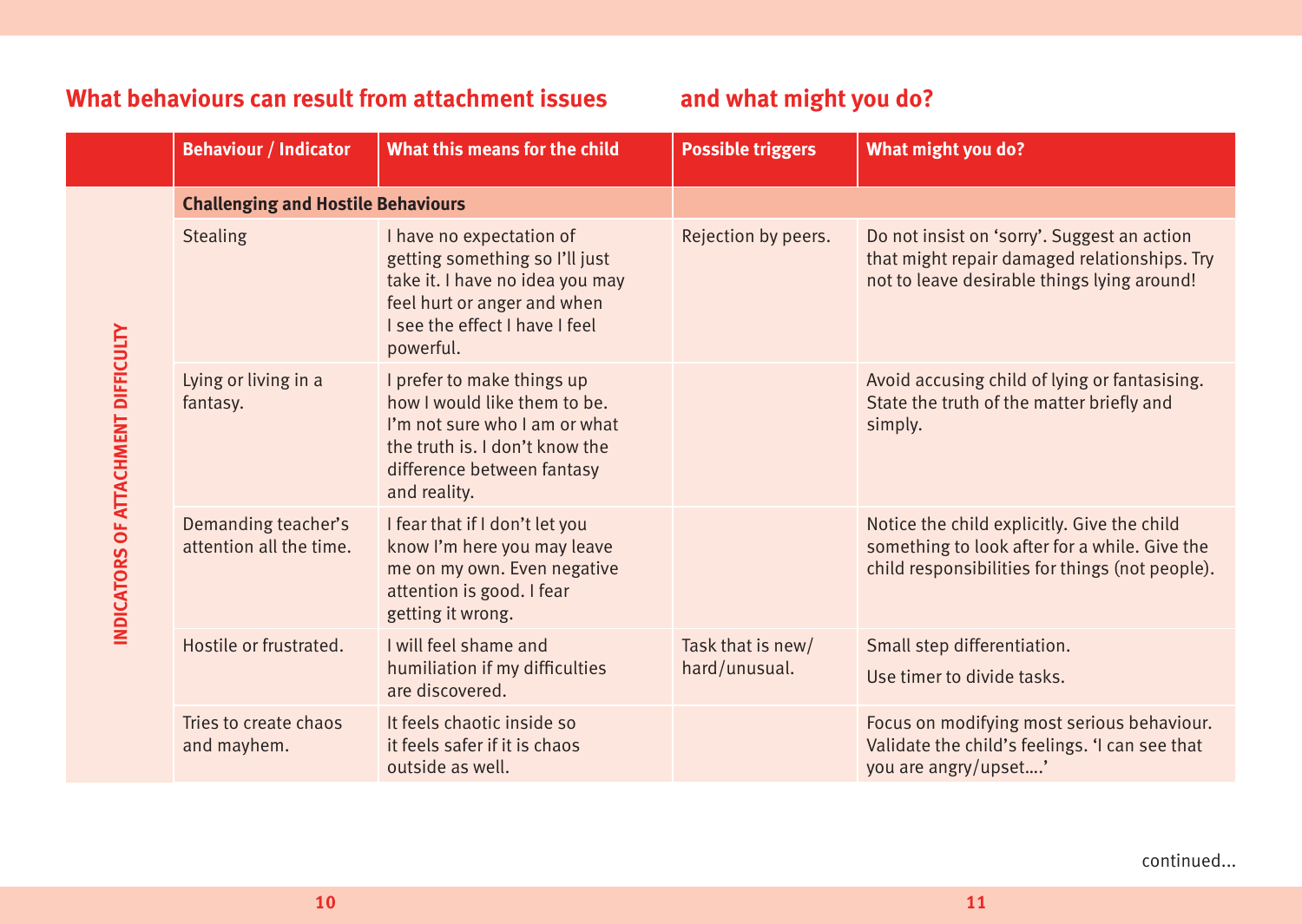## What behaviours can result from attachment issues and what might you do?

| | Behaviour / Indicator | What this means for the child | Possible triggers | What might you do? |
|---|---|---|---|---|
| INDICATORS OF ATTACHMENT DIFFICULTY | **Challenging and Hostile Behaviours** | | | |
| | Stealing | I have no expectation of getting something so I'll just take it. I have no idea you may feel hurt or anger and when I see the effect I have I feel powerful. | Rejection by peers. | Do not insist on 'sorry'. Suggest an action that might repair damaged relationships. Try not to leave desirable things lying around! |
| | Lying or living in a fantasy. | I prefer to make things up how I would like them to be. I'm not sure who I am or what the truth is. I don't know the difference between fantasy and reality. | | Avoid accusing child of lying or fantasising. State the truth of the matter briefly and simply. |
| | Demanding teacher's attention all the time. | I fear that if I don't let you know I'm here you may leave me on my own. Even negative attention is good. I fear getting it wrong. | | Notice the child explicitly. Give the child something to look after for a while. Give the child responsibilities for things (not people). |
| | Hostile or frustrated. | I will feel shame and humiliation if my difficulties are discovered. | Task that is new/hard/unusual. | Small step differentiation. Use timer to divide tasks. |
| | Tries to create chaos and mayhem. | It feels chaotic inside so it feels safer if it is chaos outside as well. | | Focus on modifying most serious behaviour. Validate the child's feelings. 'I can see that you are angry/upset….' |

continued...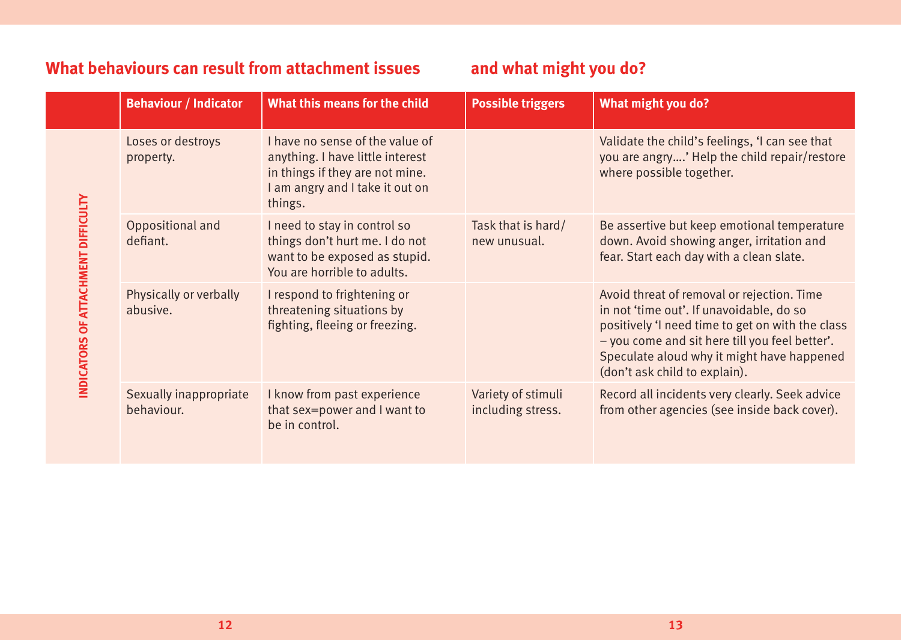## What behaviours can result from attachment issues and what might you do?

| | Behaviour / Indicator | What this means for the child | Possible triggers | What might you do? |
|---|---|---|---|---|
| INDICATORS OF ATTACHMENT DIFFICULTY | Loses or destroys property. | I have no sense of the value of anything. I have little interest in things if they are not mine. I am angry and I take it out on things. | | Validate the child's feelings, 'I can see that you are angry….' Help the child repair/restore where possible together. |
| | Oppositional and defiant. | I need to stay in control so things don't hurt me. I do not want to be exposed as stupid. You are horrible to adults. | Task that is hard/ new unusual. | Be assertive but keep emotional temperature down. Avoid showing anger, irritation and fear. Start each day with a clean slate. |
| | Physically or verbally abusive. | I respond to frightening or threatening situations by fighting, fleeing or freezing. | | Avoid threat of removal or rejection. Time in not 'time out'. If unavoidable, do so positively 'I need time to get on with the class – you come and sit here till you feel better'. Speculate aloud why it might have happened (don't ask child to explain). |
| | Sexually inappropriate behaviour. | I know from past experience that sex=power and I want to be in control. | Variety of stimuli including stress. | Record all incidents very clearly. Seek advice from other agencies (see inside back cover). |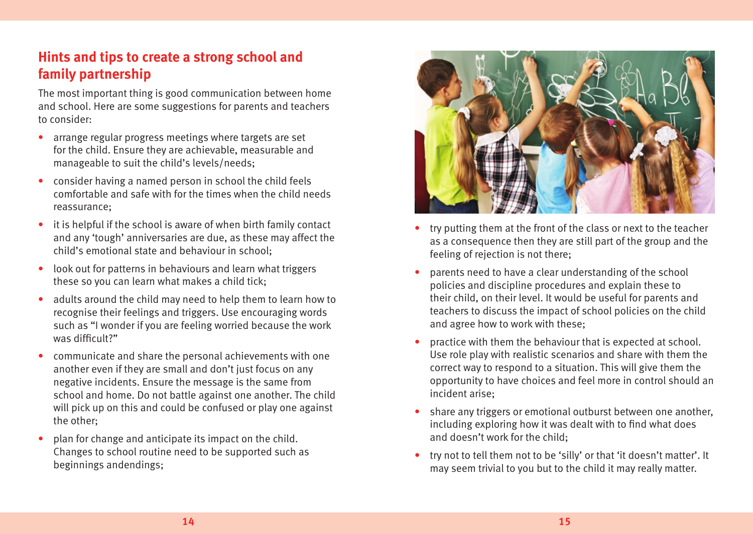## Hints and tips to create a strong school and family partnership

The most important thing is good communication between home and school. Here are some suggestions for parents and teachers to consider:

- arrange regular progress meetings where targets are set for the child. Ensure they are achievable, measurable and manageable to suit the child's levels/needs;
- consider having a named person in school the child feels comfortable and safe with for the times when the child needs reassurance;
- it is helpful if the school is aware of when birth family contact and any 'tough' anniversaries are due, as these may affect the child's emotional state and behaviour in school;
- look out for patterns in behaviours and learn what triggers these so you can learn what makes a child tick;
- adults around the child may need to help them to learn how to recognise their feelings and triggers. Use encouraging words such as "I wonder if you are feeling worried because the work was difficult?"
- communicate and share the personal achievements with one another even if they are small and don't just focus on any negative incidents. Ensure the message is the same from school and home. Do not battle against one another. The child will pick up on this and could be confused or play one against the other;
- plan for change and anticipate its impact on the child. Changes to school routine need to be supported such as beginnings andendings;
- try putting them at the front of the class or next to the teacher as a consequence then they are still part of the group and the feeling of rejection is not there;
- parents need to have a clear understanding of the school policies and discipline procedures and explain these to their child, on their level. It would be useful for parents and teachers to discuss the impact of school policies on the child and agree how to work with these;
- practice with them the behaviour that is expected at school. Use role play with realistic scenarios and share with them the correct way to respond to a situation. This will give them the opportunity to have choices and feel more in control should an incident arise;
- share any triggers or emotional outburst between one another, including exploring how it was dealt with to find what does and doesn't work for the child;
- try not to tell them not to be 'silly' or that 'it doesn't matter'. It may seem trivial to you but to the child it may really matter.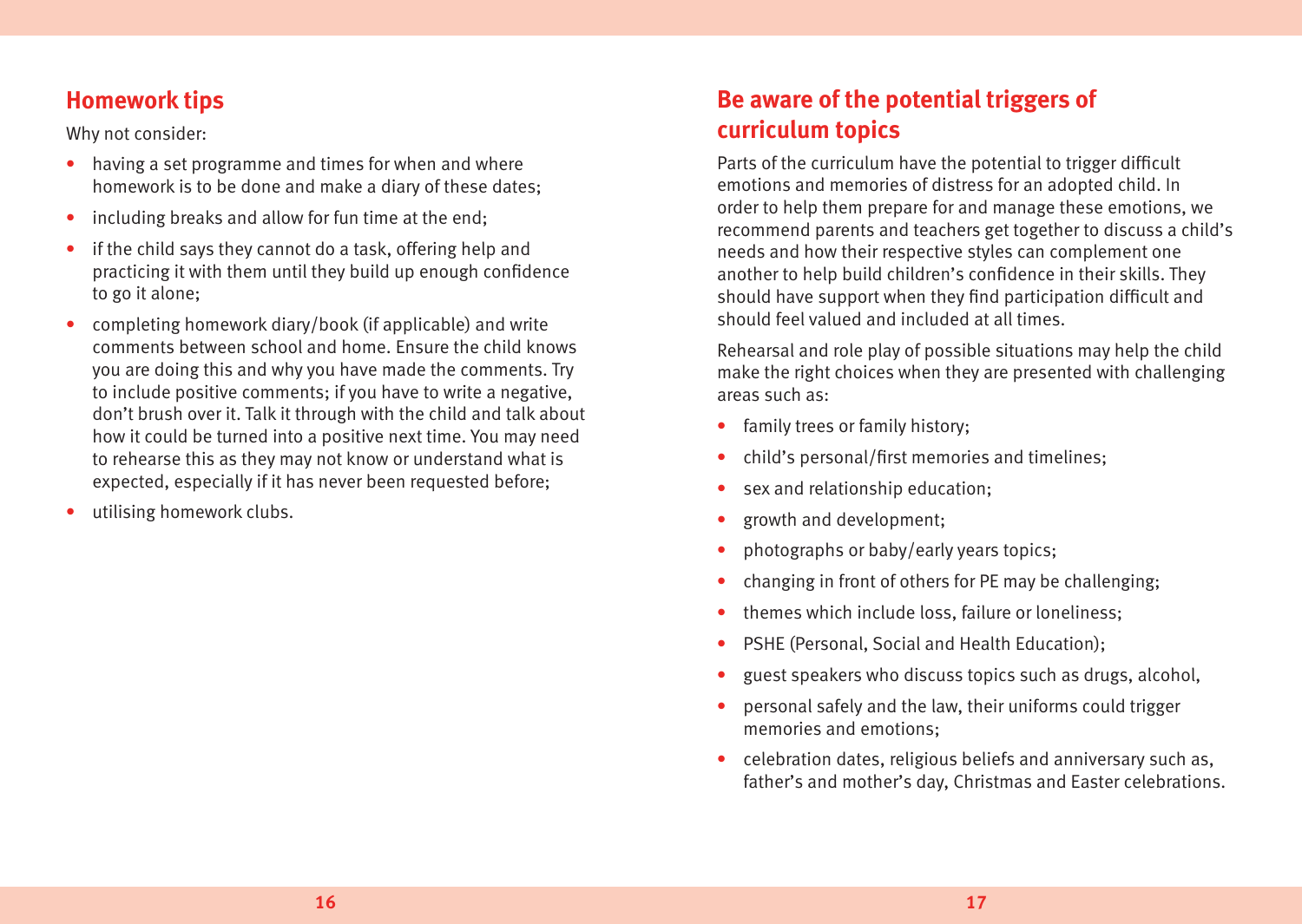## Homework tips

Why not consider:

- having a set programme and times for when and where homework is to be done and make a diary of these dates;
- including breaks and allow for fun time at the end;
- if the child says they cannot do a task, offering help and practicing it with them until they build up enough confidence to go it alone;
- completing homework diary/book (if applicable) and write comments between school and home. Ensure the child knows you are doing this and why you have made the comments. Try to include positive comments; if you have to write a negative, don't brush over it. Talk it through with the child and talk about how it could be turned into a positive next time. You may need to rehearse this as they may not know or understand what is expected, especially if it has never been requested before;
- utilising homework clubs.

## Be aware of the potential triggers of curriculum topics

Parts of the curriculum have the potential to trigger difficult emotions and memories of distress for an adopted child. In order to help them prepare for and manage these emotions, we recommend parents and teachers get together to discuss a child's needs and how their respective styles can complement one another to help build children's confidence in their skills. They should have support when they find participation difficult and should feel valued and included at all times.

Rehearsal and role play of possible situations may help the child make the right choices when they are presented with challenging areas such as:

- family trees or family history;
- child's personal/first memories and timelines;
- sex and relationship education;
- growth and development;
- photographs or baby/early years topics;
- changing in front of others for PE may be challenging;
- themes which include loss, failure or loneliness;
- PSHE (Personal, Social and Health Education);
- guest speakers who discuss topics such as drugs, alcohol,
- personal safely and the law, their uniforms could trigger memories and emotions;
- celebration dates, religious beliefs and anniversary such as, father's and mother's day, Christmas and Easter celebrations.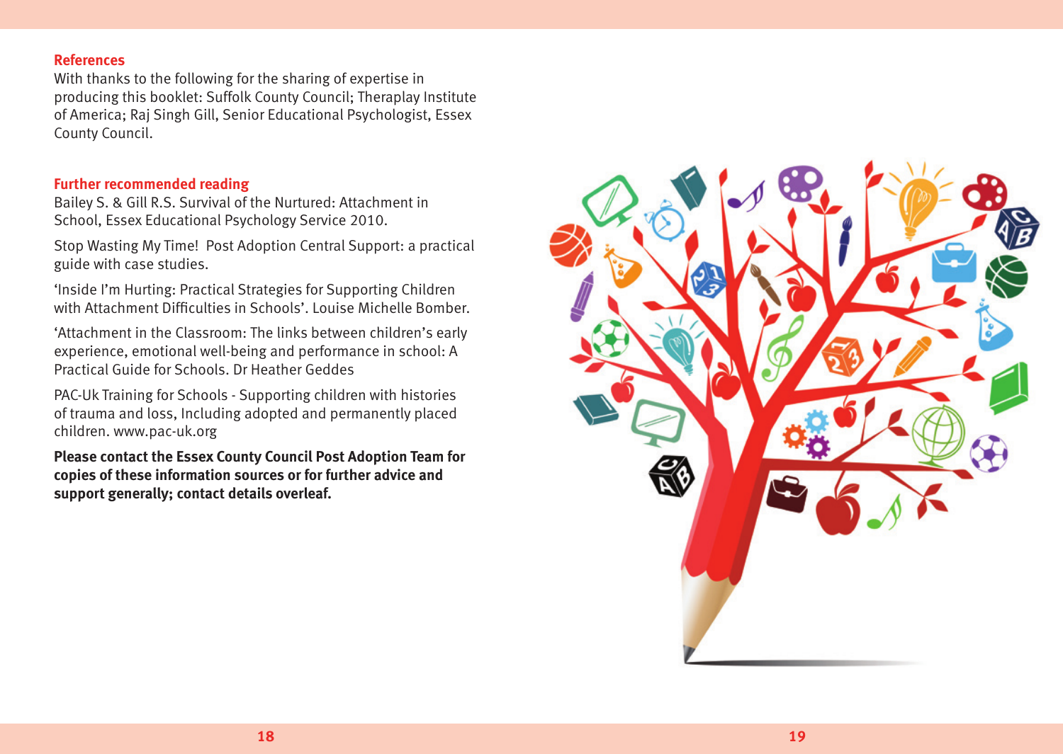## References

With thanks to the following for the sharing of expertise in producing this booklet: Suffolk County Council; Theraplay Institute of America; Raj Singh Gill, Senior Educational Psychologist, Essex County Council.

## Further recommended reading

Bailey S. & Gill R.S. Survival of the Nurtured: Attachment in School, Essex Educational Psychology Service 2010.

Stop Wasting My Time! Post Adoption Central Support: a practical guide with case studies.

'Inside I'm Hurting: Practical Strategies for Supporting Children with Attachment Difficulties in Schools'. Louise Michelle Bomber.

'Attachment in the Classroom: The links between children's early experience, emotional well-being and performance in school: A Practical Guide for Schools. Dr Heather Geddes

PAC-Uk Training for Schools - Supporting children with histories of trauma and loss, Including adopted and permanently placed children. www.pac-uk.org

**Please contact the Essex County Council Post Adoption Team for copies of these information sources or for further advice and support generally; contact details overleaf.**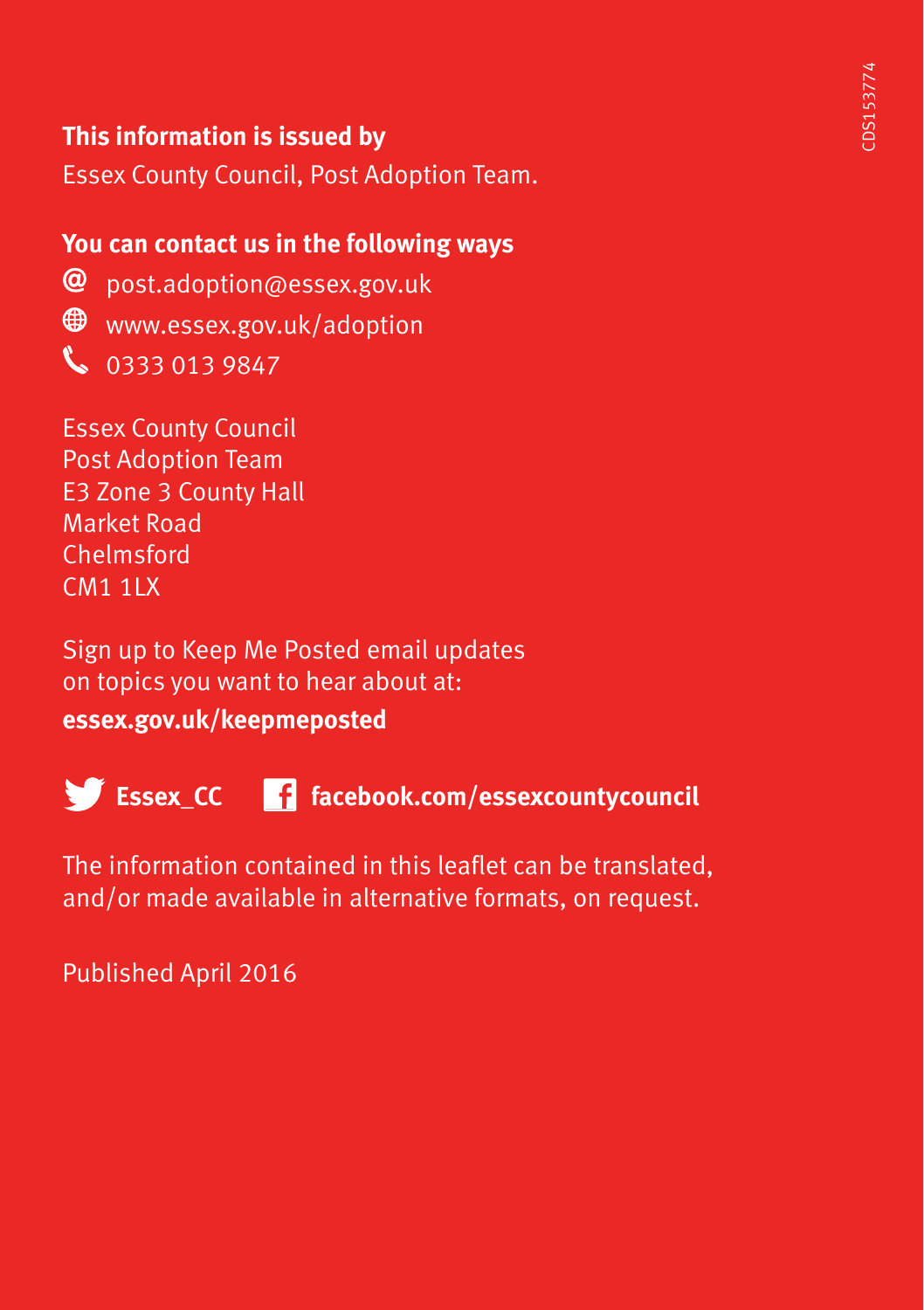**This information is issued by**

Essex County Council, Post Adoption Team.

**You can contact us in the following ways**

post.adoption@essex.gov.uk

www.essex.gov.uk/adoption

0333 013 9847

Essex County Council
Post Adoption Team
E3 Zone 3 County Hall
Market Road
Chelmsford
CM1 1LX

Sign up to Keep Me Posted email updates on topics you want to hear about at:
**essex.gov.uk/keepmeposted**

**Essex_CC** **facebook.com/essexcountycouncil**

The information contained in this leaflet can be translated, and/or made available in alternative formats, on request.

Published April 2016

CDS153774